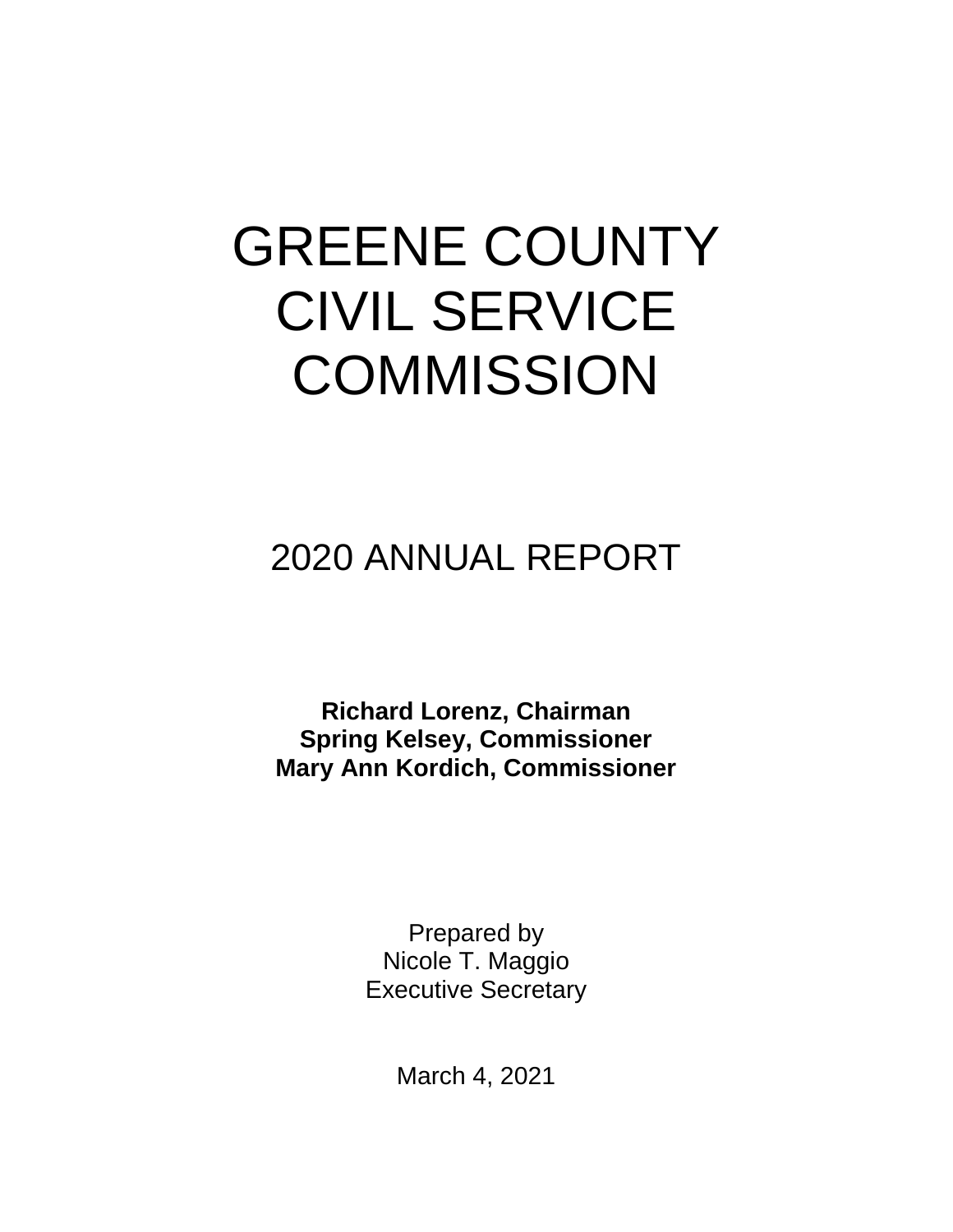# GREENE COUNTY CIVIL SERVICE COMMISSION

## 2020 ANNUAL REPORT

**Richard Lorenz, Chairman**
**Spring Kelsey, Commissioner**
**Mary Ann Kordich, Commissioner**

Prepared by
Nicole T. Maggio
Executive Secretary

March 4, 2021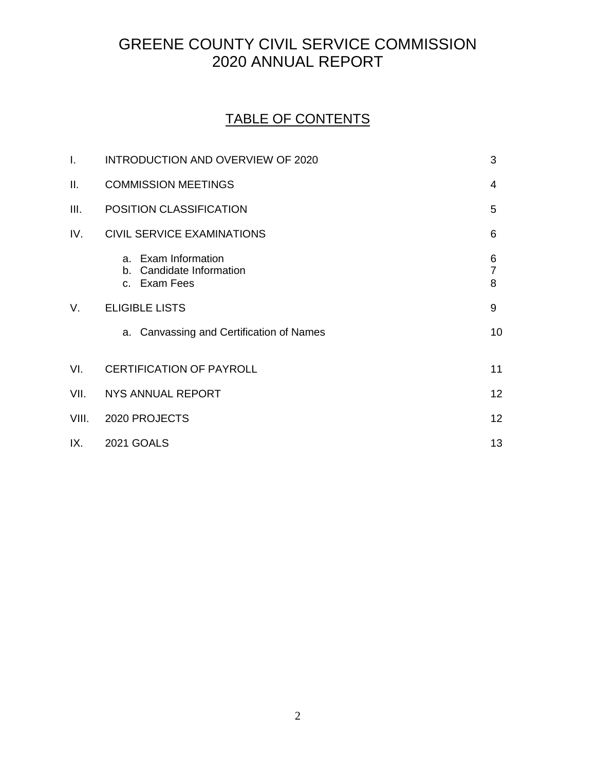# GREENE COUNTY CIVIL SERVICE COMMISSION
# 2020 ANNUAL REPORT

## TABLE OF CONTENTS

| | | |
|---|---|---|
| I. | INTRODUCTION AND OVERVIEW OF 2020 | 3 |
| II. | COMMISSION MEETINGS | 4 |
| III. | POSITION CLASSIFICATION | 5 |
| IV. | CIVIL SERVICE EXAMINATIONS | 6 |
| | a. Exam Information | 6 |
| | b. Candidate Information | 7 |
| | c. Exam Fees | 8 |
| V. | ELIGIBLE LISTS | 9 |
| | a. Canvassing and Certification of Names | 10 |
| VI. | CERTIFICATION OF PAYROLL | 11 |
| VII. | NYS ANNUAL REPORT | 12 |
| VIII. | 2020 PROJECTS | 12 |
| IX. | 2021 GOALS | 13 |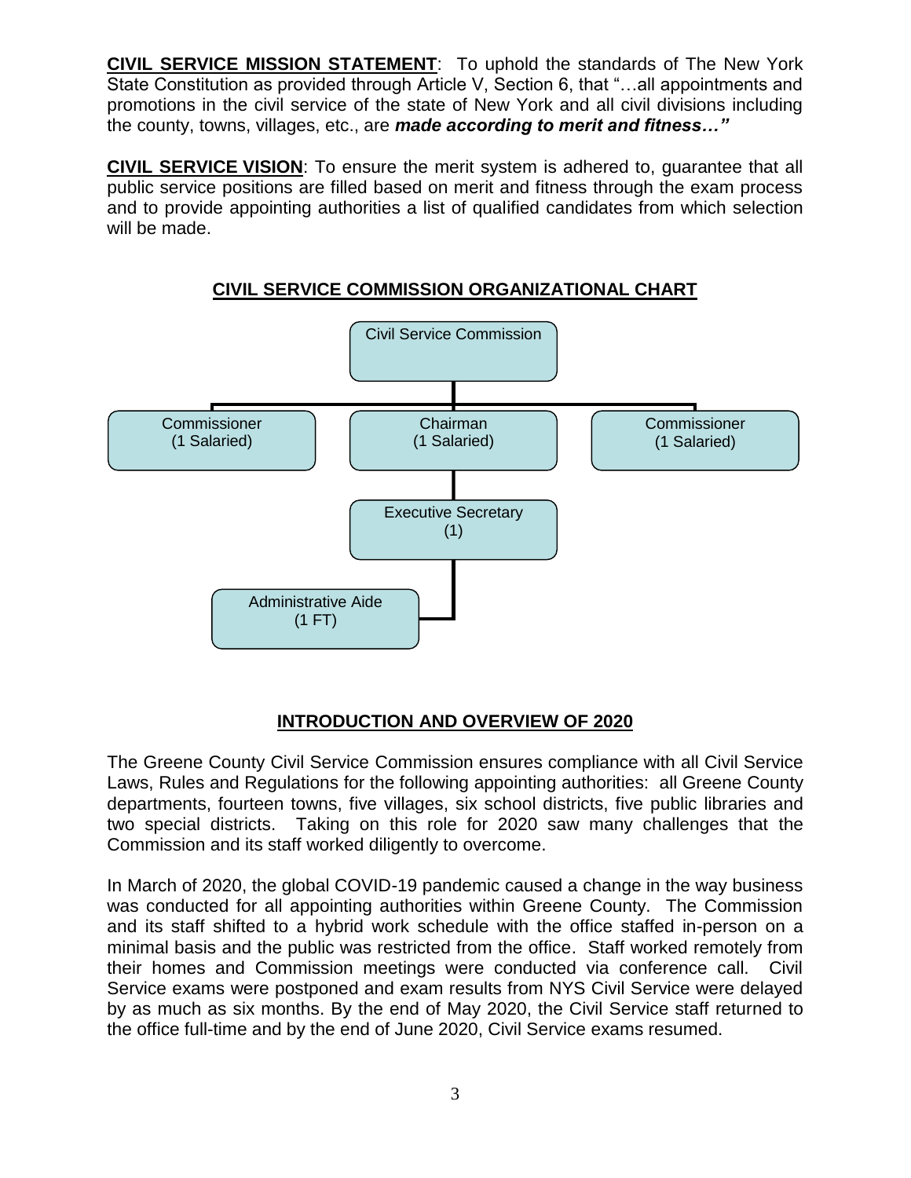**CIVIL SERVICE MISSION STATEMENT**: To uphold the standards of The New York State Constitution as provided through Article V, Section 6, that "…all appointments and promotions in the civil service of the state of New York and all civil divisions including the county, towns, villages, etc., are ***made according to merit and fitness…"***

**CIVIL SERVICE VISION**: To ensure the merit system is adhered to, guarantee that all public service positions are filled based on merit and fitness through the exam process and to provide appointing authorities a list of qualified candidates from which selection will be made.

## CIVIL SERVICE COMMISSION ORGANIZATIONAL CHART

- Civil Service Commission
  - Commissioner (1 Salaried)
  - Chairman (1 Salaried)
    - Executive Secretary (1)
      - Administrative Aide (1 FT)
  - Commissioner (1 Salaried)

## INTRODUCTION AND OVERVIEW OF 2020

The Greene County Civil Service Commission ensures compliance with all Civil Service Laws, Rules and Regulations for the following appointing authorities: all Greene County departments, fourteen towns, five villages, six school districts, five public libraries and two special districts. Taking on this role for 2020 saw many challenges that the Commission and its staff worked diligently to overcome.

In March of 2020, the global COVID-19 pandemic caused a change in the way business was conducted for all appointing authorities within Greene County. The Commission and its staff shifted to a hybrid work schedule with the office staffed in-person on a minimal basis and the public was restricted from the office. Staff worked remotely from their homes and Commission meetings were conducted via conference call. Civil Service exams were postponed and exam results from NYS Civil Service were delayed by as much as six months. By the end of May 2020, the Civil Service staff returned to the office full-time and by the end of June 2020, Civil Service exams resumed.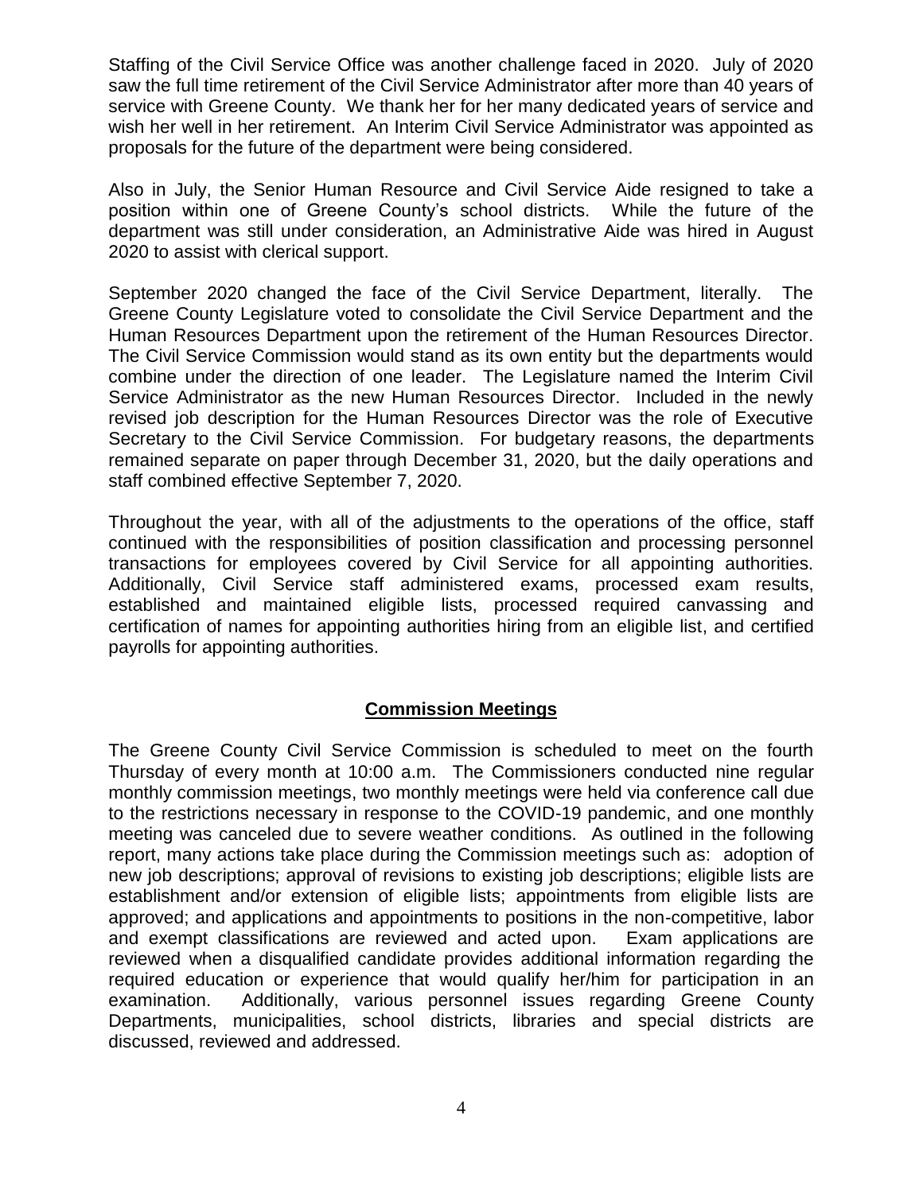Staffing of the Civil Service Office was another challenge faced in 2020. July of 2020 saw the full time retirement of the Civil Service Administrator after more than 40 years of service with Greene County. We thank her for her many dedicated years of service and wish her well in her retirement. An Interim Civil Service Administrator was appointed as proposals for the future of the department were being considered.

Also in July, the Senior Human Resource and Civil Service Aide resigned to take a position within one of Greene County's school districts. While the future of the department was still under consideration, an Administrative Aide was hired in August 2020 to assist with clerical support.

September 2020 changed the face of the Civil Service Department, literally. The Greene County Legislature voted to consolidate the Civil Service Department and the Human Resources Department upon the retirement of the Human Resources Director. The Civil Service Commission would stand as its own entity but the departments would combine under the direction of one leader. The Legislature named the Interim Civil Service Administrator as the new Human Resources Director. Included in the newly revised job description for the Human Resources Director was the role of Executive Secretary to the Civil Service Commission. For budgetary reasons, the departments remained separate on paper through December 31, 2020, but the daily operations and staff combined effective September 7, 2020.

Throughout the year, with all of the adjustments to the operations of the office, staff continued with the responsibilities of position classification and processing personnel transactions for employees covered by Civil Service for all appointing authorities. Additionally, Civil Service staff administered exams, processed exam results, established and maintained eligible lists, processed required canvassing and certification of names for appointing authorities hiring from an eligible list, and certified payrolls for appointing authorities.

## Commission Meetings

The Greene County Civil Service Commission is scheduled to meet on the fourth Thursday of every month at 10:00 a.m. The Commissioners conducted nine regular monthly commission meetings, two monthly meetings were held via conference call due to the restrictions necessary in response to the COVID-19 pandemic, and one monthly meeting was canceled due to severe weather conditions. As outlined in the following report, many actions take place during the Commission meetings such as: adoption of new job descriptions; approval of revisions to existing job descriptions; eligible lists are establishment and/or extension of eligible lists; appointments from eligible lists are approved; and applications and appointments to positions in the non-competitive, labor and exempt classifications are reviewed and acted upon. Exam applications are reviewed when a disqualified candidate provides additional information regarding the required education or experience that would qualify her/him for participation in an examination. Additionally, various personnel issues regarding Greene County Departments, municipalities, school districts, libraries and special districts are discussed, reviewed and addressed.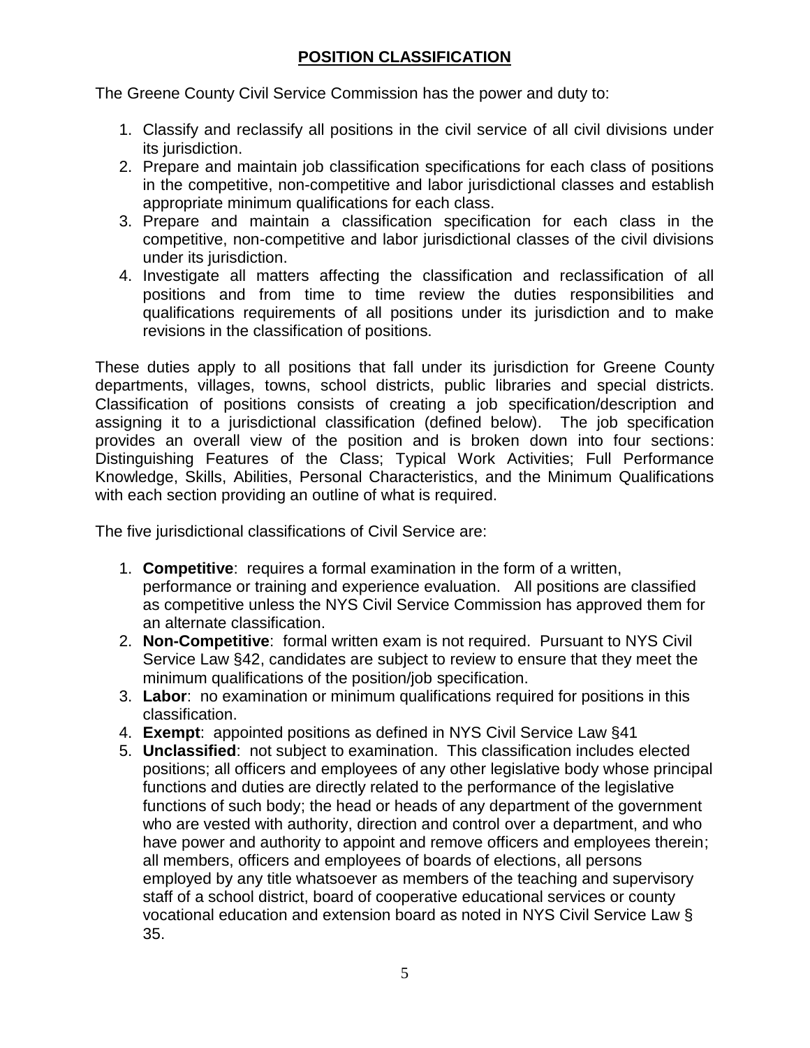## POSITION CLASSIFICATION

The Greene County Civil Service Commission has the power and duty to:

1. Classify and reclassify all positions in the civil service of all civil divisions under its jurisdiction.
2. Prepare and maintain job classification specifications for each class of positions in the competitive, non-competitive and labor jurisdictional classes and establish appropriate minimum qualifications for each class.
3. Prepare and maintain a classification specification for each class in the competitive, non-competitive and labor jurisdictional classes of the civil divisions under its jurisdiction.
4. Investigate all matters affecting the classification and reclassification of all positions and from time to time review the duties responsibilities and qualifications requirements of all positions under its jurisdiction and to make revisions in the classification of positions.

These duties apply to all positions that fall under its jurisdiction for Greene County departments, villages, towns, school districts, public libraries and special districts. Classification of positions consists of creating a job specification/description and assigning it to a jurisdictional classification (defined below). The job specification provides an overall view of the position and is broken down into four sections: Distinguishing Features of the Class; Typical Work Activities; Full Performance Knowledge, Skills, Abilities, Personal Characteristics, and the Minimum Qualifications with each section providing an outline of what is required.

The five jurisdictional classifications of Civil Service are:

1. **Competitive**: requires a formal examination in the form of a written, performance or training and experience evaluation. All positions are classified as competitive unless the NYS Civil Service Commission has approved them for an alternate classification.
2. **Non-Competitive**: formal written exam is not required. Pursuant to NYS Civil Service Law §42, candidates are subject to review to ensure that they meet the minimum qualifications of the position/job specification.
3. **Labor**: no examination or minimum qualifications required for positions in this classification.
4. **Exempt**: appointed positions as defined in NYS Civil Service Law §41
5. **Unclassified**: not subject to examination. This classification includes elected positions; all officers and employees of any other legislative body whose principal functions and duties are directly related to the performance of the legislative functions of such body; the head or heads of any department of the government who are vested with authority, direction and control over a department, and who have power and authority to appoint and remove officers and employees therein; all members, officers and employees of boards of elections, all persons employed by any title whatsoever as members of the teaching and supervisory staff of a school district, board of cooperative educational services or county vocational education and extension board as noted in NYS Civil Service Law § 35.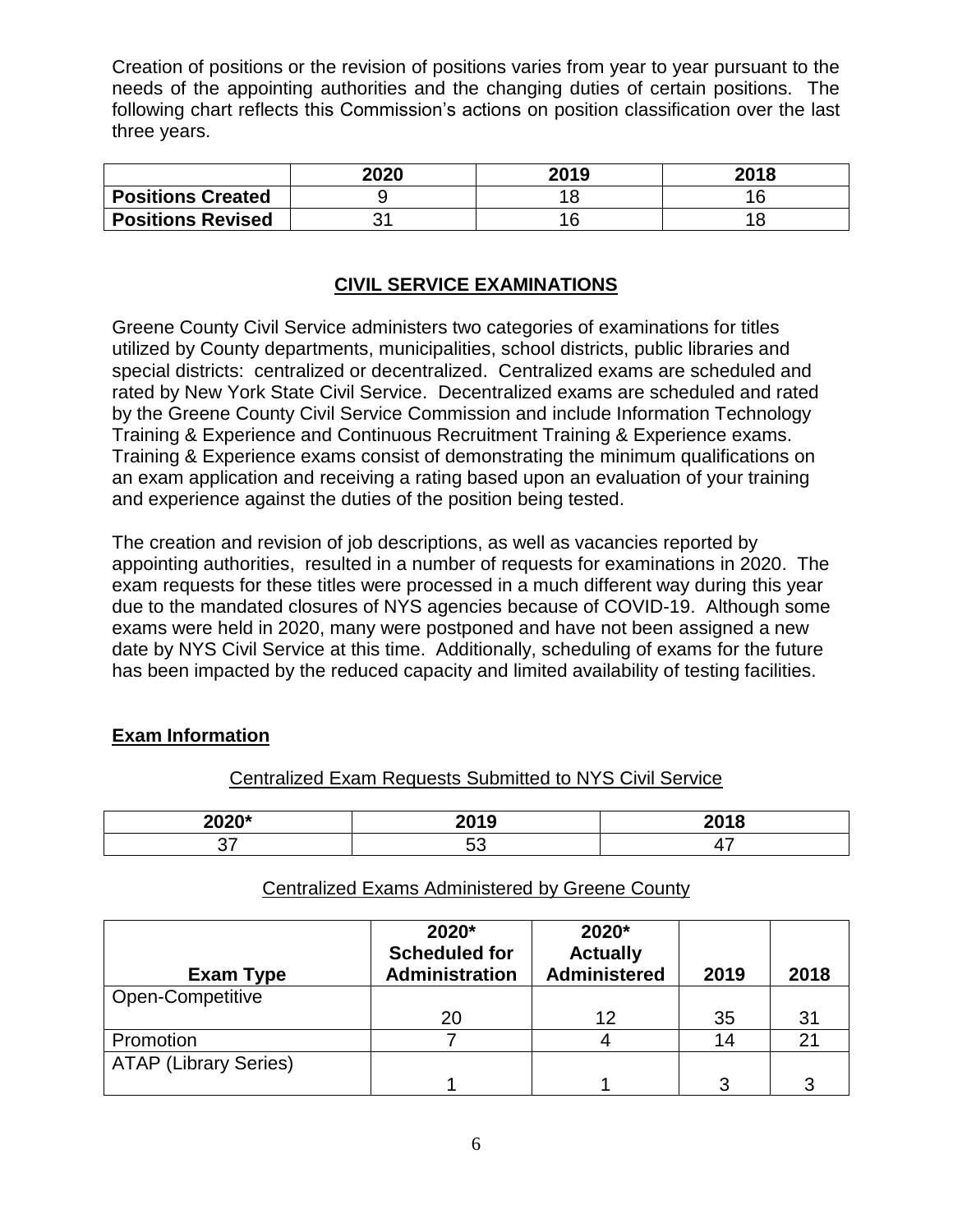Creation of positions or the revision of positions varies from year to year pursuant to the needs of the appointing authorities and the changing duties of certain positions. The following chart reflects this Commission's actions on position classification over the last three years.

| | 2020 | 2019 | 2018 |
|---|---|---|---|
| **Positions Created** | 9 | 18 | 16 |
| **Positions Revised** | 31 | 16 | 18 |

## CIVIL SERVICE EXAMINATIONS

Greene County Civil Service administers two categories of examinations for titles utilized by County departments, municipalities, school districts, public libraries and special districts: centralized or decentralized. Centralized exams are scheduled and rated by New York State Civil Service. Decentralized exams are scheduled and rated by the Greene County Civil Service Commission and include Information Technology Training & Experience and Continuous Recruitment Training & Experience exams. Training & Experience exams consist of demonstrating the minimum qualifications on an exam application and receiving a rating based upon an evaluation of your training and experience against the duties of the position being tested.

The creation and revision of job descriptions, as well as vacancies reported by appointing authorities, resulted in a number of requests for examinations in 2020. The exam requests for these titles were processed in a much different way during this year due to the mandated closures of NYS agencies because of COVID-19. Although some exams were held in 2020, many were postponed and have not been assigned a new date by NYS Civil Service at this time. Additionally, scheduling of exams for the future has been impacted by the reduced capacity and limited availability of testing facilities.

### Exam Information

Centralized Exam Requests Submitted to NYS Civil Service

| 2020* | 2019 | 2018 |
|---|---|---|
| 37 | 53 | 47 |

Centralized Exams Administered by Greene County

| Exam Type | 2020* Scheduled for Administration | 2020* Actually Administered | 2019 | 2018 |
|---|---|---|---|---|
| Open-Competitive | 20 | 12 | 35 | 31 |
| Promotion | 7 | 4 | 14 | 21 |
| ATAP (Library Series) | 1 | 1 | 3 | 3 |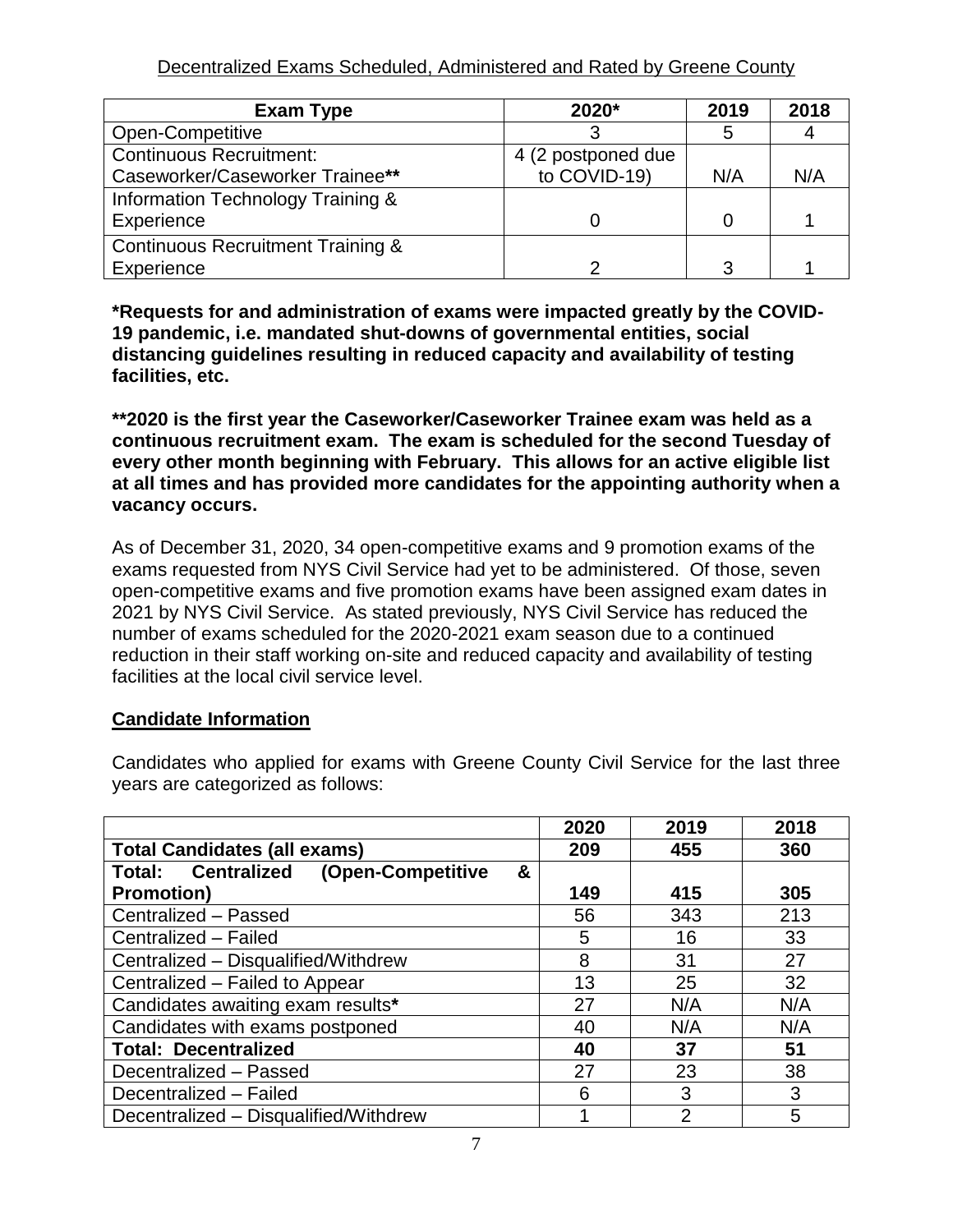Decentralized Exams Scheduled, Administered and Rated by Greene County

| Exam Type | 2020* | 2019 | 2018 |
|---|---|---|---|
| Open-Competitive | 3 | 5 | 4 |
| Continuous Recruitment: Caseworker/Caseworker Trainee** | 4 (2 postponed due to COVID-19) | N/A | N/A |
| Information Technology Training & Experience | 0 | 0 | 1 |
| Continuous Recruitment Training & Experience | 2 | 3 | 1 |

**\*Requests for and administration of exams were impacted greatly by the COVID-19 pandemic, i.e. mandated shut-downs of governmental entities, social distancing guidelines resulting in reduced capacity and availability of testing facilities, etc.**

**\*\*2020 is the first year the Caseworker/Caseworker Trainee exam was held as a continuous recruitment exam. The exam is scheduled for the second Tuesday of every other month beginning with February. This allows for an active eligible list at all times and has provided more candidates for the appointing authority when a vacancy occurs.**

As of December 31, 2020, 34 open-competitive exams and 9 promotion exams of the exams requested from NYS Civil Service had yet to be administered. Of those, seven open-competitive exams and five promotion exams have been assigned exam dates in 2021 by NYS Civil Service. As stated previously, NYS Civil Service has reduced the number of exams scheduled for the 2020-2021 exam season due to a continued reduction in their staff working on-site and reduced capacity and availability of testing facilities at the local civil service level.

## Candidate Information

Candidates who applied for exams with Greene County Civil Service for the last three years are categorized as follows:

| | 2020 | 2019 | 2018 |
|---|---|---|---|
| **Total Candidates (all exams)** | **209** | **455** | **360** |
| **Total: Centralized (Open-Competitive & Promotion)** | **149** | **415** | **305** |
| Centralized – Passed | 56 | 343 | 213 |
| Centralized – Failed | 5 | 16 | 33 |
| Centralized – Disqualified/Withdrew | 8 | 31 | 27 |
| Centralized – Failed to Appear | 13 | 25 | 32 |
| Candidates awaiting exam results* | 27 | N/A | N/A |
| Candidates with exams postponed | 40 | N/A | N/A |
| **Total: Decentralized** | **40** | **37** | **51** |
| Decentralized – Passed | 27 | 23 | 38 |
| Decentralized – Failed | 6 | 3 | 3 |
| Decentralized – Disqualified/Withdrew | 1 | 2 | 5 |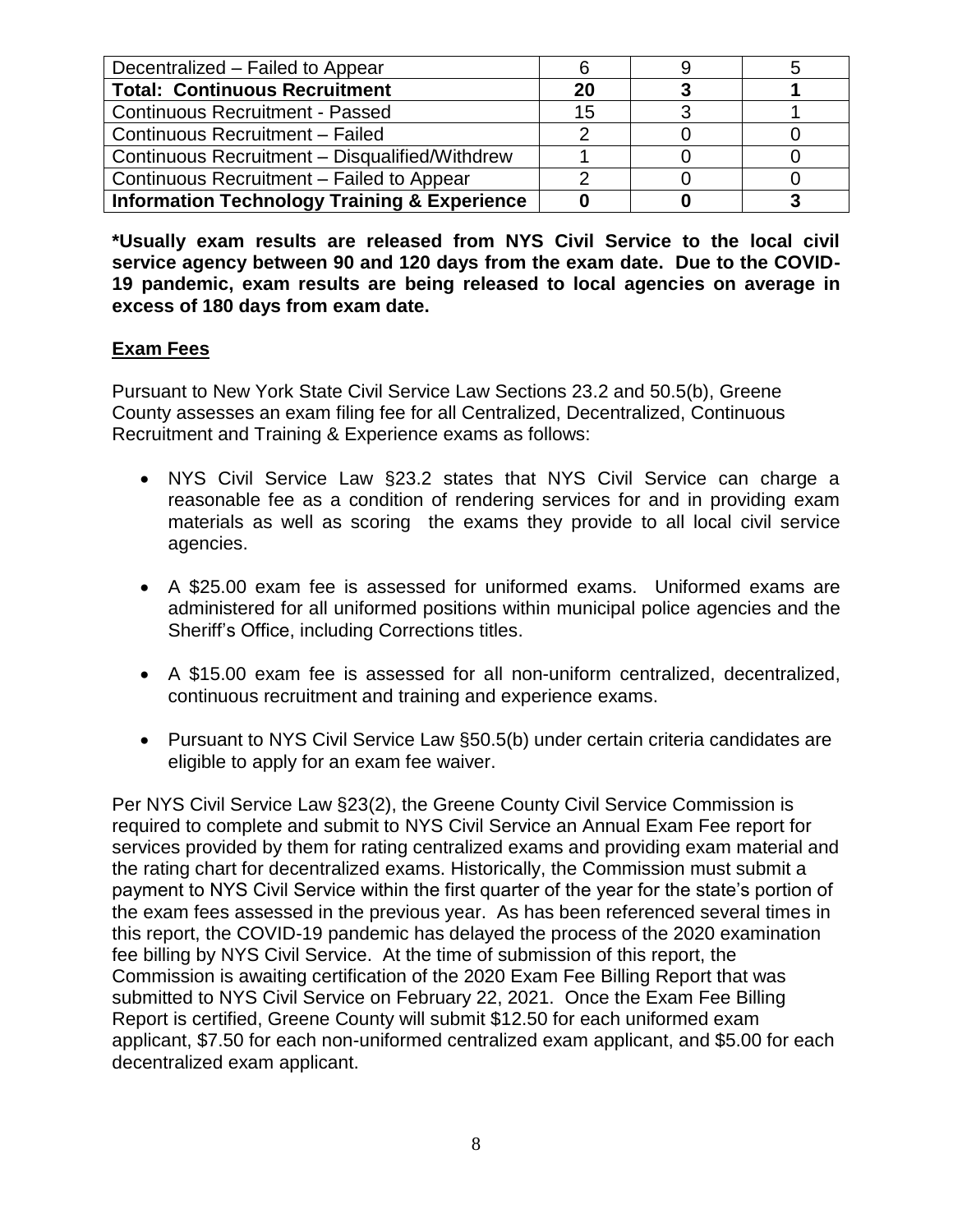| Decentralized – Failed to Appear | 6 | 9 | 5 |
|---|---|---|---|
| **Total: Continuous Recruitment** | **20** | **3** | **1** |
| Continuous Recruitment - Passed | 15 | 3 | 1 |
| Continuous Recruitment – Failed | 2 | 0 | 0 |
| Continuous Recruitment – Disqualified/Withdrew | 1 | 0 | 0 |
| Continuous Recruitment – Failed to Appear | 2 | 0 | 0 |
| **Information Technology Training & Experience** | **0** | **0** | **3** |

**\*Usually exam results are released from NYS Civil Service to the local civil service agency between 90 and 120 days from the exam date. Due to the COVID-19 pandemic, exam results are being released to local agencies on average in excess of 180 days from exam date.**

**<u>Exam Fees</u>**

Pursuant to New York State Civil Service Law Sections 23.2 and 50.5(b), Greene County assesses an exam filing fee for all Centralized, Decentralized, Continuous Recruitment and Training & Experience exams as follows:

- NYS Civil Service Law §23.2 states that NYS Civil Service can charge a reasonable fee as a condition of rendering services for and in providing exam materials as well as scoring the exams they provide to all local civil service agencies.
- A $25.00 exam fee is assessed for uniformed exams. Uniformed exams are administered for all uniformed positions within municipal police agencies and the Sheriff's Office, including Corrections titles.
- A $15.00 exam fee is assessed for all non-uniform centralized, decentralized, continuous recruitment and training and experience exams.
- Pursuant to NYS Civil Service Law §50.5(b) under certain criteria candidates are eligible to apply for an exam fee waiver.

Per NYS Civil Service Law §23(2), the Greene County Civil Service Commission is required to complete and submit to NYS Civil Service an Annual Exam Fee report for services provided by them for rating centralized exams and providing exam material and the rating chart for decentralized exams. Historically, the Commission must submit a payment to NYS Civil Service within the first quarter of the year for the state's portion of the exam fees assessed in the previous year. As has been referenced several times in this report, the COVID-19 pandemic has delayed the process of the 2020 examination fee billing by NYS Civil Service. At the time of submission of this report, the Commission is awaiting certification of the 2020 Exam Fee Billing Report that was submitted to NYS Civil Service on February 22, 2021. Once the Exam Fee Billing Report is certified, Greene County will submit $12.50 for each uniformed exam applicant, $7.50 for each non-uniformed centralized exam applicant, and $5.00 for each decentralized exam applicant.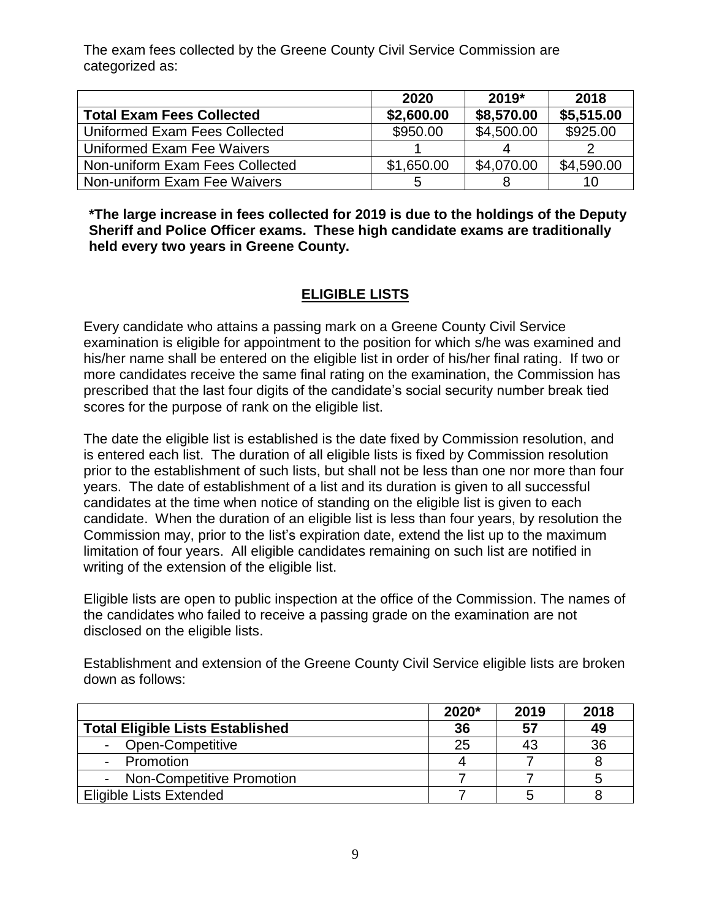The exam fees collected by the Greene County Civil Service Commission are categorized as:

| | 2020 | 2019* | 2018 |
|---|---|---|---|
| **Total Exam Fees Collected** | **\$2,600.00** | **\$8,570.00** | **\$5,515.00** |
| Uniformed Exam Fees Collected | \$950.00 | \$4,500.00 | \$925.00 |
| Uniformed Exam Fee Waivers | 1 | 4 | 2 |
| Non-uniform Exam Fees Collected | \$1,650.00 | \$4,070.00 | \$4,590.00 |
| Non-uniform Exam Fee Waivers | 5 | 8 | 10 |

**\*The large increase in fees collected for 2019 is due to the holdings of the Deputy Sheriff and Police Officer exams. These high candidate exams are traditionally held every two years in Greene County.**

## ELIGIBLE LISTS

Every candidate who attains a passing mark on a Greene County Civil Service examination is eligible for appointment to the position for which s/he was examined and his/her name shall be entered on the eligible list in order of his/her final rating. If two or more candidates receive the same final rating on the examination, the Commission has prescribed that the last four digits of the candidate's social security number break tied scores for the purpose of rank on the eligible list.

The date the eligible list is established is the date fixed by Commission resolution, and is entered each list. The duration of all eligible lists is fixed by Commission resolution prior to the establishment of such lists, but shall not be less than one nor more than four years. The date of establishment of a list and its duration is given to all successful candidates at the time when notice of standing on the eligible list is given to each candidate. When the duration of an eligible list is less than four years, by resolution the Commission may, prior to the list's expiration date, extend the list up to the maximum limitation of four years. All eligible candidates remaining on such list are notified in writing of the extension of the eligible list.

Eligible lists are open to public inspection at the office of the Commission. The names of the candidates who failed to receive a passing grade on the examination are not disclosed on the eligible lists.

Establishment and extension of the Greene County Civil Service eligible lists are broken down as follows:

| | 2020* | 2019 | 2018 |
|---|---|---|---|
| **Total Eligible Lists Established** | **36** | **57** | **49** |
| - Open-Competitive | 25 | 43 | 36 |
| - Promotion | 4 | 7 | 8 |
| - Non-Competitive Promotion | 7 | 7 | 5 |
| Eligible Lists Extended | 7 | 5 | 8 |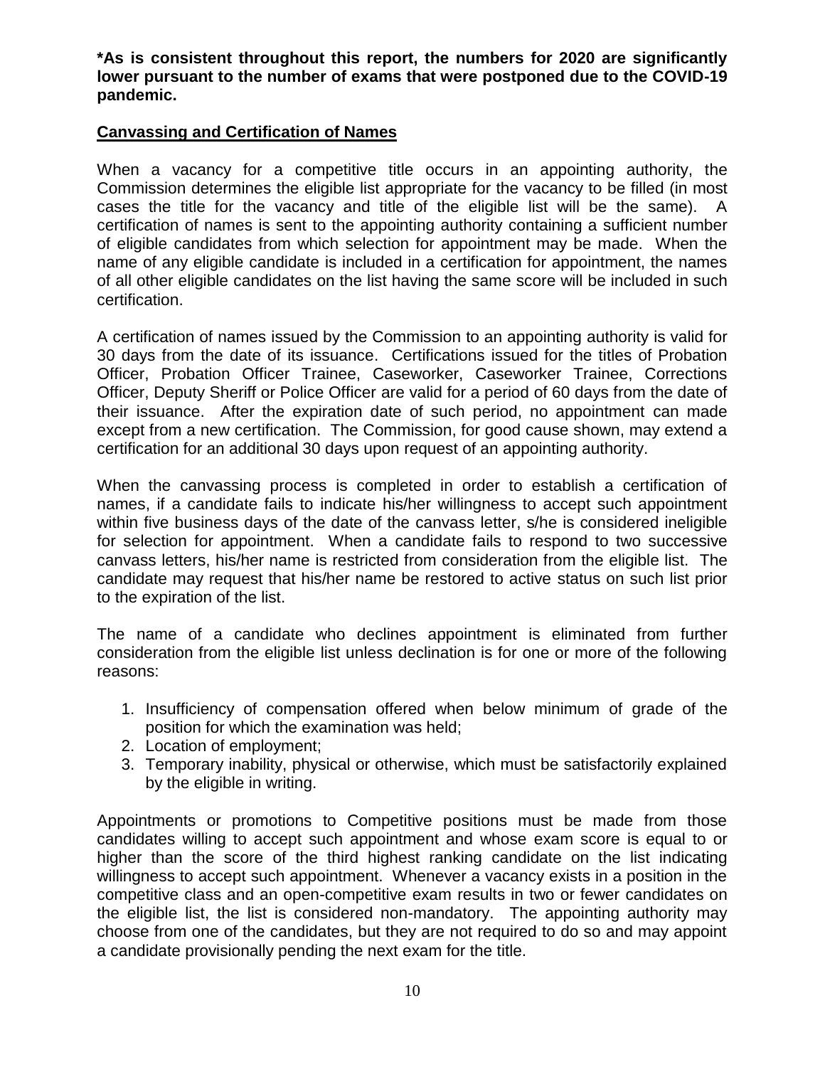**\*As is consistent throughout this report, the numbers for 2020 are significantly lower pursuant to the number of exams that were postponed due to the COVID-19 pandemic.**

## Canvassing and Certification of Names

When a vacancy for a competitive title occurs in an appointing authority, the Commission determines the eligible list appropriate for the vacancy to be filled (in most cases the title for the vacancy and title of the eligible list will be the same). A certification of names is sent to the appointing authority containing a sufficient number of eligible candidates from which selection for appointment may be made. When the name of any eligible candidate is included in a certification for appointment, the names of all other eligible candidates on the list having the same score will be included in such certification.

A certification of names issued by the Commission to an appointing authority is valid for 30 days from the date of its issuance. Certifications issued for the titles of Probation Officer, Probation Officer Trainee, Caseworker, Caseworker Trainee, Corrections Officer, Deputy Sheriff or Police Officer are valid for a period of 60 days from the date of their issuance. After the expiration date of such period, no appointment can made except from a new certification. The Commission, for good cause shown, may extend a certification for an additional 30 days upon request of an appointing authority.

When the canvassing process is completed in order to establish a certification of names, if a candidate fails to indicate his/her willingness to accept such appointment within five business days of the date of the canvass letter, s/he is considered ineligible for selection for appointment. When a candidate fails to respond to two successive canvass letters, his/her name is restricted from consideration from the eligible list. The candidate may request that his/her name be restored to active status on such list prior to the expiration of the list.

The name of a candidate who declines appointment is eliminated from further consideration from the eligible list unless declination is for one or more of the following reasons:

1. Insufficiency of compensation offered when below minimum of grade of the position for which the examination was held;
2. Location of employment;
3. Temporary inability, physical or otherwise, which must be satisfactorily explained by the eligible in writing.

Appointments or promotions to Competitive positions must be made from those candidates willing to accept such appointment and whose exam score is equal to or higher than the score of the third highest ranking candidate on the list indicating willingness to accept such appointment. Whenever a vacancy exists in a position in the competitive class and an open-competitive exam results in two or fewer candidates on the eligible list, the list is considered non-mandatory. The appointing authority may choose from one of the candidates, but they are not required to do so and may appoint a candidate provisionally pending the next exam for the title.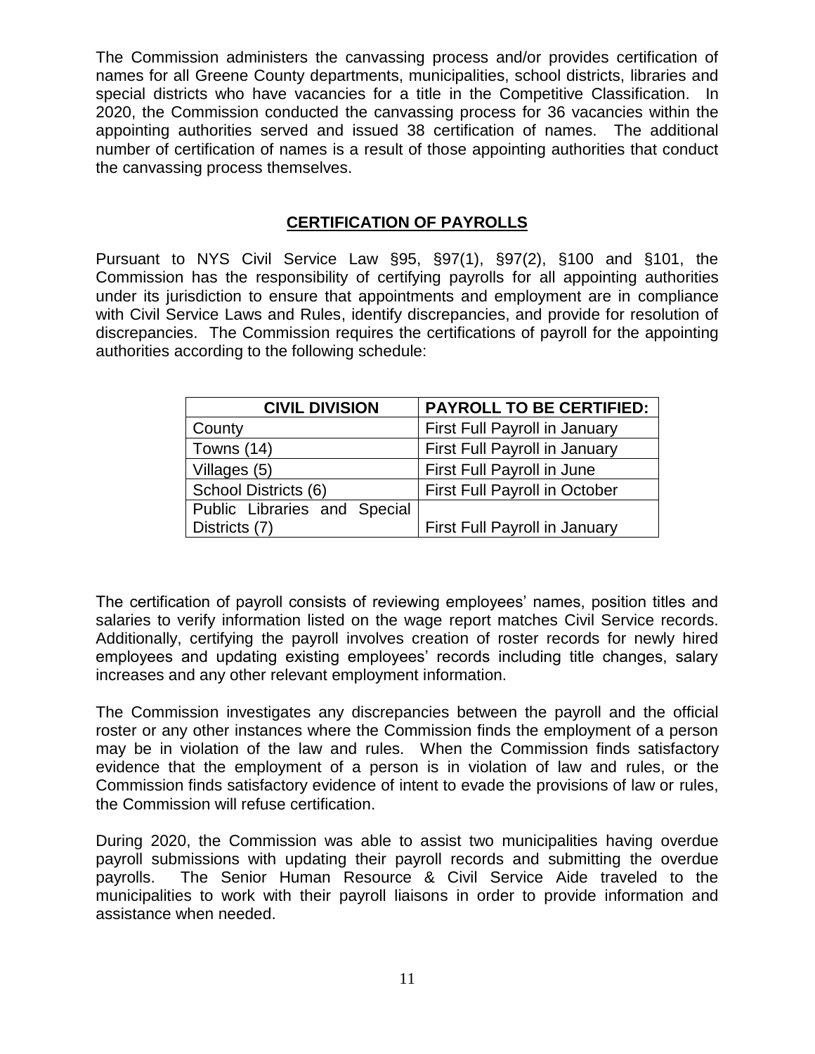The Commission administers the canvassing process and/or provides certification of names for all Greene County departments, municipalities, school districts, libraries and special districts who have vacancies for a title in the Competitive Classification. In 2020, the Commission conducted the canvassing process for 36 vacancies within the appointing authorities served and issued 38 certification of names. The additional number of certification of names is a result of those appointing authorities that conduct the canvassing process themselves.

## CERTIFICATION OF PAYROLLS

Pursuant to NYS Civil Service Law §95, §97(1), §97(2), §100 and §101, the Commission has the responsibility of certifying payrolls for all appointing authorities under its jurisdiction to ensure that appointments and employment are in compliance with Civil Service Laws and Rules, identify discrepancies, and provide for resolution of discrepancies. The Commission requires the certifications of payroll for the appointing authorities according to the following schedule:

| CIVIL DIVISION | PAYROLL TO BE CERTIFIED: |
|---|---|
| County | First Full Payroll in January |
| Towns (14) | First Full Payroll in January |
| Villages (5) | First Full Payroll in June |
| School Districts (6) | First Full Payroll in October |
| Public Libraries and Special Districts (7) | First Full Payroll in January |

The certification of payroll consists of reviewing employees' names, position titles and salaries to verify information listed on the wage report matches Civil Service records. Additionally, certifying the payroll involves creation of roster records for newly hired employees and updating existing employees' records including title changes, salary increases and any other relevant employment information.

The Commission investigates any discrepancies between the payroll and the official roster or any other instances where the Commission finds the employment of a person may be in violation of the law and rules. When the Commission finds satisfactory evidence that the employment of a person is in violation of law and rules, or the Commission finds satisfactory evidence of intent to evade the provisions of law or rules, the Commission will refuse certification.

During 2020, the Commission was able to assist two municipalities having overdue payroll submissions with updating their payroll records and submitting the overdue payrolls. The Senior Human Resource & Civil Service Aide traveled to the municipalities to work with their payroll liaisons in order to provide information and assistance when needed.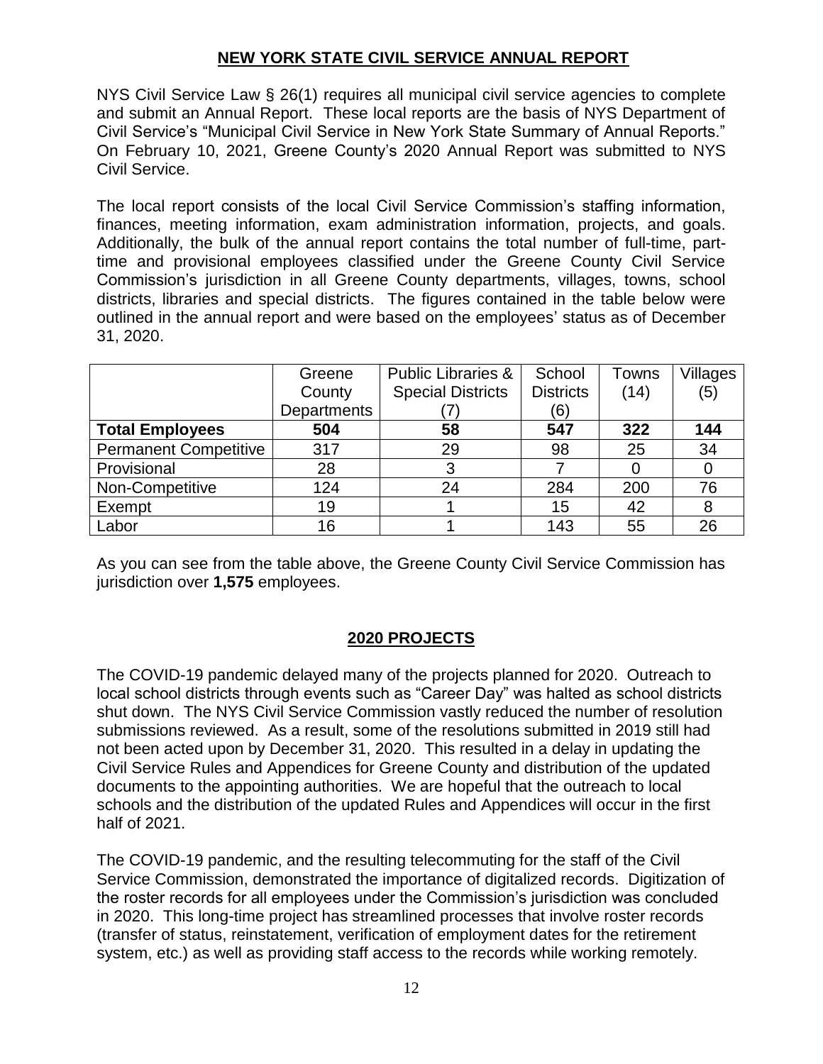## NEW YORK STATE CIVIL SERVICE ANNUAL REPORT

NYS Civil Service Law § 26(1) requires all municipal civil service agencies to complete and submit an Annual Report. These local reports are the basis of NYS Department of Civil Service's "Municipal Civil Service in New York State Summary of Annual Reports." On February 10, 2021, Greene County's 2020 Annual Report was submitted to NYS Civil Service.

The local report consists of the local Civil Service Commission's staffing information, finances, meeting information, exam administration information, projects, and goals. Additionally, the bulk of the annual report contains the total number of full-time, part-time and provisional employees classified under the Greene County Civil Service Commission's jurisdiction in all Greene County departments, villages, towns, school districts, libraries and special districts. The figures contained in the table below were outlined in the annual report and were based on the employees' status as of December 31, 2020.

| | Greene County Departments | Public Libraries & Special Districts (7) | School Districts (6) | Towns (14) | Villages (5) |
|---|---|---|---|---|---|
| **Total Employees** | **504** | **58** | **547** | **322** | **144** |
| Permanent Competitive | 317 | 29 | 98 | 25 | 34 |
| Provisional | 28 | 3 | 7 | 0 | 0 |
| Non-Competitive | 124 | 24 | 284 | 200 | 76 |
| Exempt | 19 | 1 | 15 | 42 | 8 |
| Labor | 16 | 1 | 143 | 55 | 26 |

As you can see from the table above, the Greene County Civil Service Commission has jurisdiction over **1,575** employees.

## 2020 PROJECTS

The COVID-19 pandemic delayed many of the projects planned for 2020. Outreach to local school districts through events such as "Career Day" was halted as school districts shut down. The NYS Civil Service Commission vastly reduced the number of resolution submissions reviewed. As a result, some of the resolutions submitted in 2019 still had not been acted upon by December 31, 2020. This resulted in a delay in updating the Civil Service Rules and Appendices for Greene County and distribution of the updated documents to the appointing authorities. We are hopeful that the outreach to local schools and the distribution of the updated Rules and Appendices will occur in the first half of 2021.

The COVID-19 pandemic, and the resulting telecommuting for the staff of the Civil Service Commission, demonstrated the importance of digitalized records. Digitization of the roster records for all employees under the Commission's jurisdiction was concluded in 2020. This long-time project has streamlined processes that involve roster records (transfer of status, reinstatement, verification of employment dates for the retirement system, etc.) as well as providing staff access to the records while working remotely.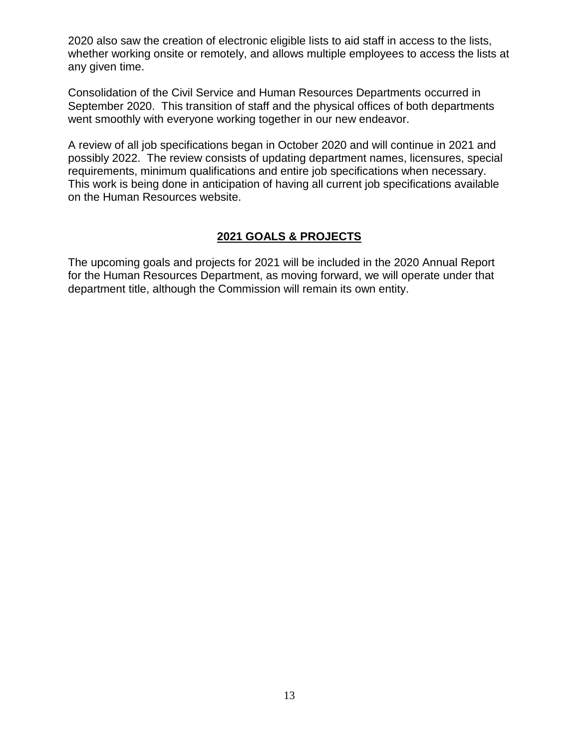2020 also saw the creation of electronic eligible lists to aid staff in access to the lists, whether working onsite or remotely, and allows multiple employees to access the lists at any given time.

Consolidation of the Civil Service and Human Resources Departments occurred in September 2020. This transition of staff and the physical offices of both departments went smoothly with everyone working together in our new endeavor.

A review of all job specifications began in October 2020 and will continue in 2021 and possibly 2022. The review consists of updating department names, licensures, special requirements, minimum qualifications and entire job specifications when necessary. This work is being done in anticipation of having all current job specifications available on the Human Resources website.

## **2021 GOALS & PROJECTS**

The upcoming goals and projects for 2021 will be included in the 2020 Annual Report for the Human Resources Department, as moving forward, we will operate under that department title, although the Commission will remain its own entity.